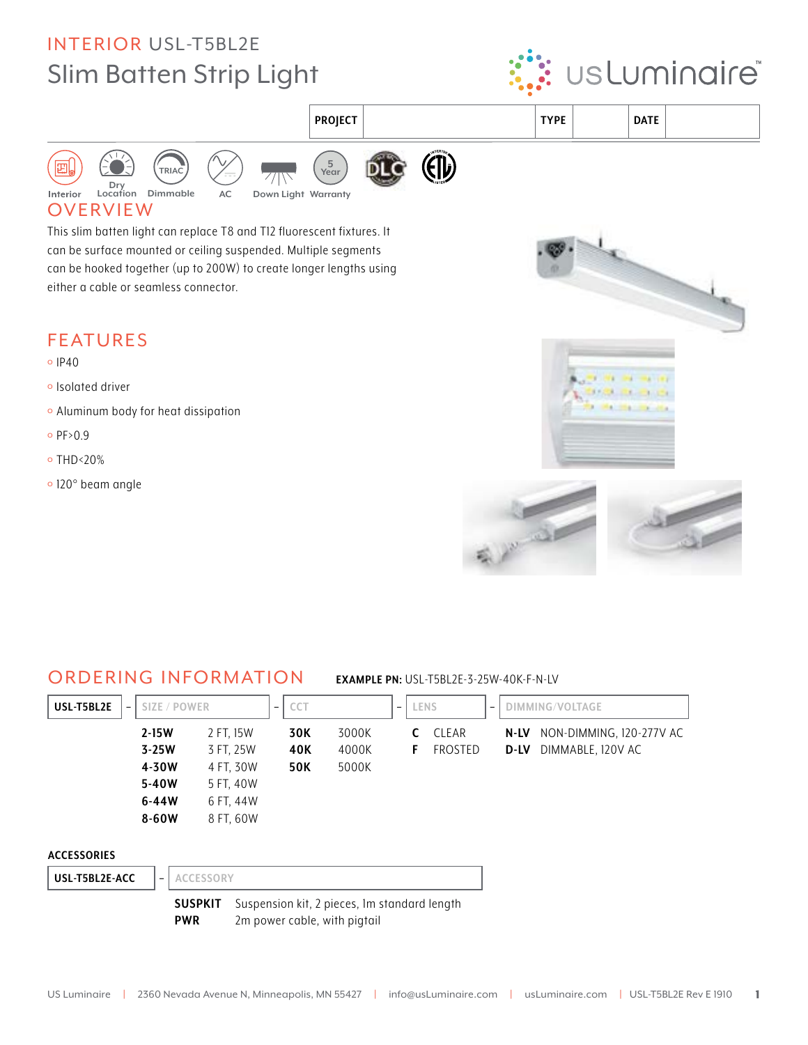# INTERIOR USL-T5BL2E

## Slim Batten Strip Light

usLuminaire™

| PROJECT | | TYPE | | DATE | |
|---|---|---|---|---|---|

Interior | Dry Location | TRIAC Dimmable | AC | Down Light | 5 Year Warranty

## OVERVIEW

This slim batten light can replace T8 and T12 fluorescent fixtures. It can be surface mounted or ceiling suspended. Multiple segments can be hooked together (up to 200W) to create longer lengths using either a cable or seamless connector.

## FEATURES

- IP40
- Isolated driver
- Aluminum body for heat dissipation
- PF>0.9
- THD<20%
- 120° beam angle

## ORDERING INFORMATION

**EXAMPLE PN:** USL-T5BL2E-3-25W-40K-F-N-LV

| USL-T5BL2E | SIZE / POWER | | CCT | | LENS | | DIMMING/VOLTAGE | |
|---|---|---|---|---|---|---|---|---|
| | **2-15W** | 2 FT, 15W | **30K** | 3000K | **C** | CLEAR | **N-LV** | NON-DIMMING, 120-277V AC |
| | **3-25W** | 3 FT, 25W | **40K** | 4000K | **F** | FROSTED | **D-LV** | DIMMABLE, 120V AC |
| | **4-30W** | 4 FT, 30W | **50K** | 5000K | | | | |
| | **5-40W** | 5 FT, 40W | | | | | | |
| | **6-44W** | 6 FT, 44W | | | | | | |
| | **8-60W** | 8 FT, 60W | | | | | | |

### ACCESSORIES

| USL-T5BL2E-ACC | ACCESSORY | |
|---|---|---|
| | **SUSPKIT** | Suspension kit, 2 pieces, 1m standard length |
| | **PWR** | 2m power cable, with pigtail |

US Luminaire | 2360 Nevada Avenue N, Minneapolis, MN 55427 | info@usLuminaire.com | usLuminaire.com | USL-T5BL2E Rev E 1910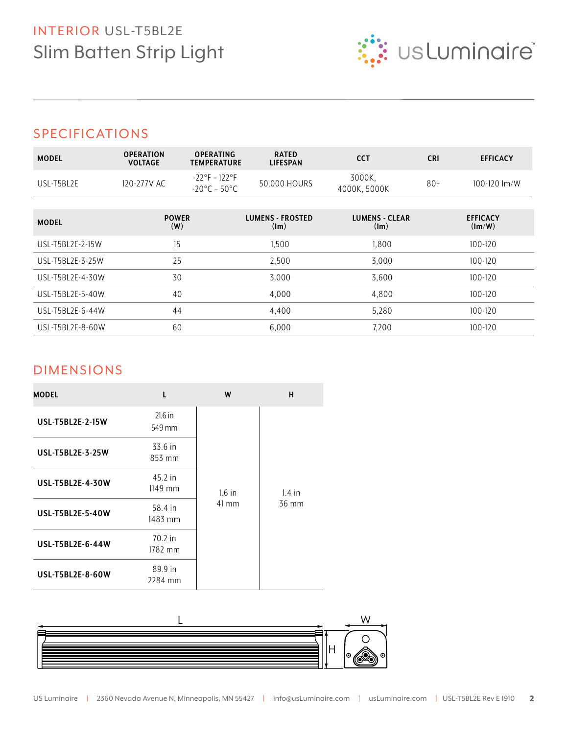INTERIOR USL-T5BL2E

# Slim Batten Strip Light

## SPECIFICATIONS

| MODEL | OPERATION VOLTAGE | OPERATING TEMPERATURE | RATED LIFESPAN | CCT | CRI | EFFICACY |
|---|---|---|---|---|---|---|
| USL-T5BL2E | 120-277V AC | -22°F – 122°F<br>-20°C – 50°C | 50,000 HOURS | 3000K, 4000K, 5000K | 80+ | 100-120 lm/W |

| MODEL | POWER (W) | LUMENS - FROSTED (lm) | LUMENS - CLEAR (lm) | EFFICACY (lm/W) |
|---|---|---|---|---|
| USL-T5BL2E-2-15W | 15 | 1,500 | 1,800 | 100-120 |
| USL-T5BL2E-3-25W | 25 | 2,500 | 3,000 | 100-120 |
| USL-T5BL2E-4-30W | 30 | 3,000 | 3,600 | 100-120 |
| USL-T5BL2E-5-40W | 40 | 4,000 | 4,800 | 100-120 |
| USL-T5BL2E-6-44W | 44 | 4,400 | 5,280 | 100-120 |
| USL-T5BL2E-8-60W | 60 | 6,000 | 7,200 | 100-120 |

## DIMENSIONS

| MODEL | L | W | H |
|---|---|---|---|
| **USL-T5BL2E-2-15W** | 21.6 in<br>549 mm | 1.6 in<br>41 mm | 1.4 in<br>36 mm |
| **USL-T5BL2E-3-25W** | 33.6 in<br>853 mm | | |
| **USL-T5BL2E-4-30W** | 45.2 in<br>1149 mm | | |
| **USL-T5BL2E-5-40W** | 58.4 in<br>1483 mm | | |
| **USL-T5BL2E-6-44W** | 70.2 in<br>1782 mm | | |
| **USL-T5BL2E-8-60W** | 89.9 in<br>2284 mm | | |

L

W

H